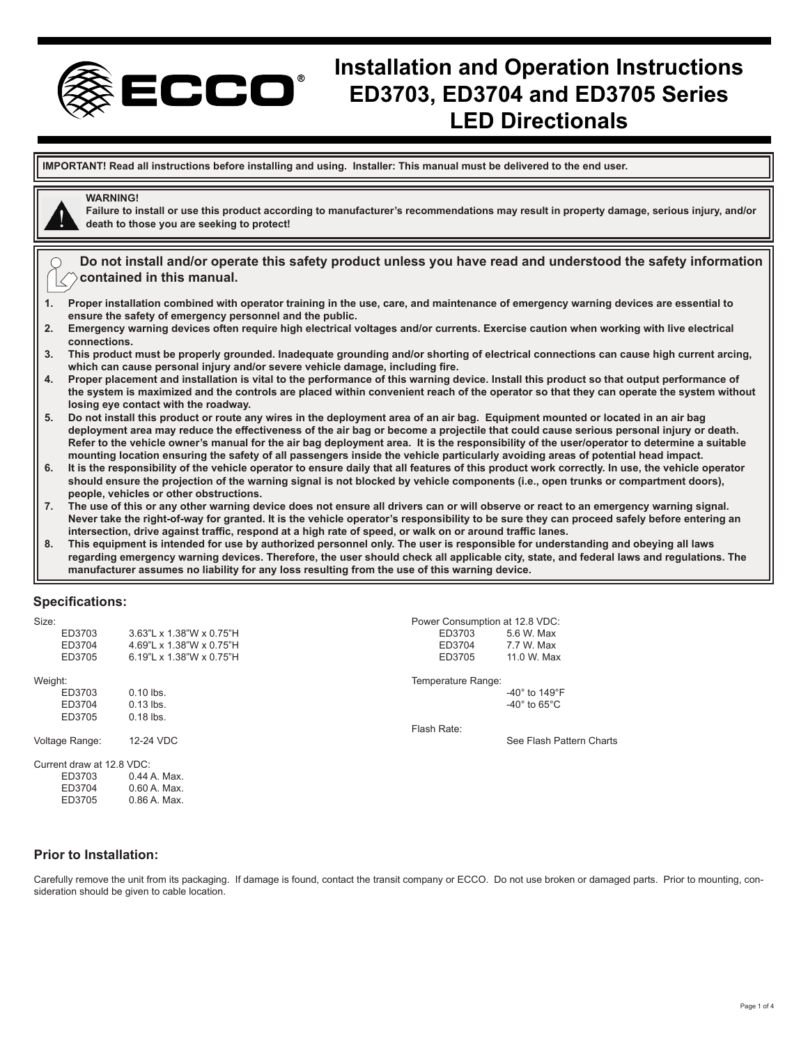# Installation and Operation Instructions ED3703, ED3704 and ED3705 Series LED Directionals

**IMPORTANT! Read all instructions before installing and using. Installer: This manual must be delivered to the end user.**

**WARNING!**
**Failure to install or use this product according to manufacturer's recommendations may result in property damage, serious injury, and/or death to those you are seeking to protect!**

**Do not install and/or operate this safety product unless you have read and understood the safety information contained in this manual.**

1. **Proper installation combined with operator training in the use, care, and maintenance of emergency warning devices are essential to ensure the safety of emergency personnel and the public.**
2. **Emergency warning devices often require high electrical voltages and/or currents. Exercise caution when working with live electrical connections.**
3. **This product must be properly grounded. Inadequate grounding and/or shorting of electrical connections can cause high current arcing, which can cause personal injury and/or severe vehicle damage, including fire.**
4. **Proper placement and installation is vital to the performance of this warning device. Install this product so that output performance of the system is maximized and the controls are placed within convenient reach of the operator so that they can operate the system without losing eye contact with the roadway.**
5. **Do not install this product or route any wires in the deployment area of an air bag. Equipment mounted or located in an air bag deployment area may reduce the effectiveness of the air bag or become a projectile that could cause serious personal injury or death. Refer to the vehicle owner's manual for the air bag deployment area. It is the responsibility of the user/operator to determine a suitable mounting location ensuring the safety of all passengers inside the vehicle particularly avoiding areas of potential head impact.**
6. **It is the responsibility of the vehicle operator to ensure daily that all features of this product work correctly. In use, the vehicle operator should ensure the projection of the warning signal is not blocked by vehicle components (i.e., open trunks or compartment doors), people, vehicles or other obstructions.**
7. **The use of this or any other warning device does not ensure all drivers can or will observe or react to an emergency warning signal. Never take the right-of-way for granted. It is the vehicle operator's responsibility to be sure they can proceed safely before entering an intersection, drive against traffic, respond at a high rate of speed, or walk on or around traffic lanes.**
8. **This equipment is intended for use by authorized personnel only. The user is responsible for understanding and obeying all laws regarding emergency warning devices. Therefore, the user should check all applicable city, state, and federal laws and regulations. The manufacturer assumes no liability for any loss resulting from the use of this warning device.**

## Specifications:

Size:

| | |
|---|---|
| ED3703 | 3.63"L x 1.38"W x 0.75"H |
| ED3704 | 4.69"L x 1.38"W x 0.75"H |
| ED3705 | 6.19"L x 1.38"W x 0.75"H |

Weight:

| | |
|---|---|
| ED3703 | 0.10 lbs. |
| ED3704 | 0.13 lbs. |
| ED3705 | 0.18 lbs. |

Voltage Range: 12-24 VDC

Current draw at 12.8 VDC:

| | |
|---|---|
| ED3703 | 0.44 A. Max. |
| ED3704 | 0.60 A. Max. |
| ED3705 | 0.86 A. Max. |

Power Consumption at 12.8 VDC:

| | |
|---|---|
| ED3703 | 5.6 W. Max |
| ED3704 | 7.7 W. Max |
| ED3705 | 11.0 W. Max |

Temperature Range:
-40° to 149°F
-40° to 65°C

Flash Rate: See Flash Pattern Charts

## Prior to Installation:

Carefully remove the unit from its packaging. If damage is found, contact the transit company or ECCO. Do not use broken or damaged parts. Prior to mounting, consideration should be given to cable location.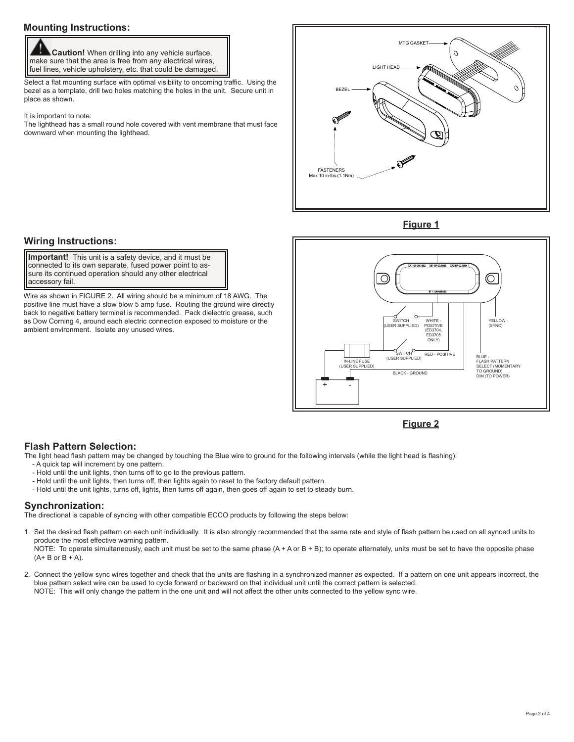## Mounting Instructions:

> **Caution!** When drilling into any vehicle surface, make sure that the area is free from any electrical wires, fuel lines, vehicle upholstery, etc. that could be damaged.

Select a flat mounting surface with optimal visibility to oncoming traffic. Using the bezel as a template, drill two holes matching the holes in the unit. Secure unit in place as shown.

It is important to note:
The lighthead has a small round hole covered with vent membrane that must face downward when mounting the lighthead.

MTG GASKET
LIGHT HEAD
BEZEL
FASTENERS
Max 10 in-lbs.(1.1Nm)

**Figure 1**

## Wiring Instructions:

> **Important!** This unit is a safety device, and it must be connected to its own separate, fused power point to assure its continued operation should any other electrical accessory fail.

Wire as shown in FIGURE 2. All wiring should be a minimum of 18 AWG. The positive line must have a slow blow 5 amp fuse. Routing the ground wire directly back to negative battery terminal is recommended. Pack dielectric grease, such as Dow Corning 4, around each electric connection exposed to moisture or the ambient environment. Isolate any unused wires.

SWITCH (USER SUPPLIED)
WHITE - POSITIVE (ED3704, ED3705 ONLY)
YELLOW - (SYNC)
SWITCH (USER SUPPLIED)
RED - POSITIVE
IN-LINE FUSE (USER SUPPLIED)
BLACK - GROUND
BLUE - FLASH PATTERN SELECT (MOMENTARY TO GROUND), DIM (TO POWER)
+ -

**Figure 2**

## Flash Pattern Selection:

The light head flash pattern may be changed by touching the Blue wire to ground for the following intervals (while the light head is flashing):

- A quick tap will increment by one pattern.
- Hold until the unit lights, then turns off to go to the previous pattern.
- Hold until the unit lights, then turns off, then lights again to reset to the factory default pattern.
- Hold until the unit lights, turns off, lights, then turns off again, then goes off again to set to steady burn.

## Synchronization:

The directional is capable of syncing with other compatible ECCO products by following the steps below:

1. Set the desired flash pattern on each unit individually. It is also strongly recommended that the same rate and style of flash pattern be used on all synced units to produce the most effective warning pattern.
   NOTE: To operate simultaneously, each unit must be set to the same phase (A + A or B + B); to operate alternately, units must be set to have the opposite phase (A+ B or B + A).

2. Connect the yellow sync wires together and check that the units are flashing in a synchronized manner as expected. If a pattern on one unit appears incorrect, the blue pattern select wire can be used to cycle forward or backward on that individual unit until the correct pattern is selected.
   NOTE: This will only change the pattern in the one unit and will not affect the other units connected to the yellow sync wire.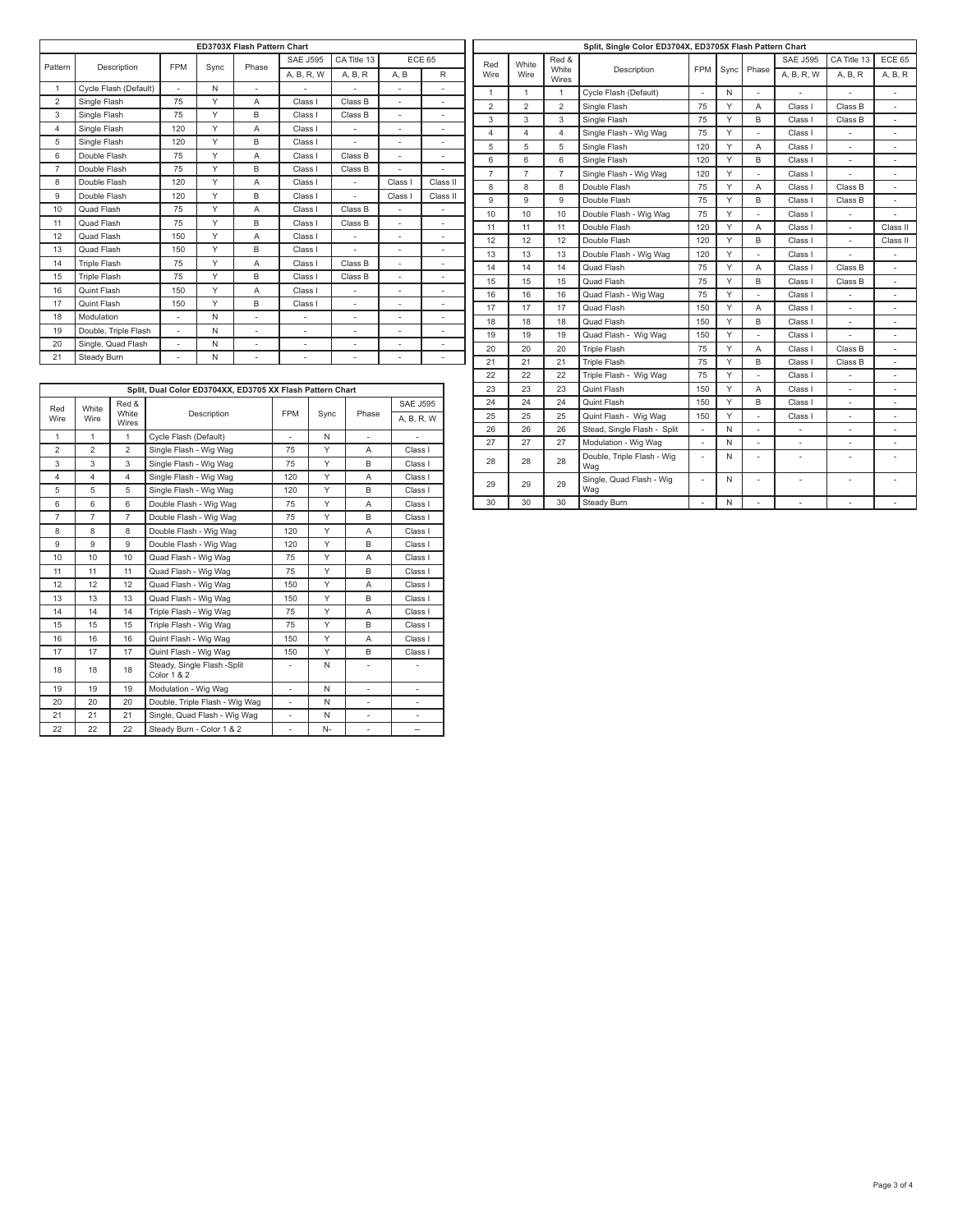| ED3703X Flash Pattern Chart | | | | | | | | |
|---|---|---|---|---|---|---|---|---|
| Pattern | Description | FPM | Sync | Phase | SAE J595 | CA Title 13 | ECE 65 | |
| | | | | | A, B, R, W | A, B, R | A, B | R |
| 1 | Cycle Flash (Default) | - | N | - | - | - | - | - |
| 2 | Single Flash | 75 | Y | A | Class I | Class B | - | - |
| 3 | Single Flash | 75 | Y | B | Class I | Class B | - | - |
| 4 | Single Flash | 120 | Y | A | Class I | - | - | - |
| 5 | Single Flash | 120 | Y | B | Class I | - | - | - |
| 6 | Double Flash | 75 | Y | A | Class I | Class B | - | - |
| 7 | Double Flash | 75 | Y | B | Class I | Class B | - | - |
| 8 | Double Flash | 120 | Y | A | Class I | - | Class I | Class II |
| 9 | Double Flash | 120 | Y | B | Class I | - | Class I | Class II |
| 10 | Quad Flash | 75 | Y | A | Class I | Class B | - | - |
| 11 | Quad Flash | 75 | Y | B | Class I | Class B | - | - |
| 12 | Quad Flash | 150 | Y | A | Class I | - | - | - |
| 13 | Quad Flash | 150 | Y | B | Class I | - | - | - |
| 14 | Triple Flash | 75 | Y | A | Class I | Class B | - | - |
| 15 | Triple Flash | 75 | Y | B | Class I | Class B | - | - |
| 16 | Quint Flash | 150 | Y | A | Class I | - | - | - |
| 17 | Quint Flash | 150 | Y | B | Class I | - | - | - |
| 18 | Modulation | - | N | - | - | - | - | - |
| 19 | Double, Triple Flash | - | N | - | - | - | - | - |
| 20 | Single, Quad Flash | - | N | - | - | - | - | - |
| 21 | Steady Burn | - | N | - | - | - | - | - |

| Split, Dual Color ED3704XX, ED3705 XX Flash Pattern Chart | | | | | | | |
|---|---|---|---|---|---|---|---|
| Red Wire | White Wire | Red & White Wires | Description | FPM | Sync | Phase | SAE J595 |
| | | | | | | | A, B, R, W |
| 1 | 1 | 1 | Cycle Flash (Default) | - | N | - | - |
| 2 | 2 | 2 | Single Flash - Wig Wag | 75 | Y | A | Class I |
| 3 | 3 | 3 | Single Flash - Wig Wag | 75 | Y | B | Class I |
| 4 | 4 | 4 | Single Flash - Wig Wag | 120 | Y | A | Class I |
| 5 | 5 | 5 | Single Flash - Wig Wag | 120 | Y | B | Class I |
| 6 | 6 | 6 | Double Flash - Wig Wag | 75 | Y | A | Class I |
| 7 | 7 | 7 | Double Flash - Wig Wag | 75 | Y | B | Class I |
| 8 | 8 | 8 | Double Flash - Wig Wag | 120 | Y | A | Class I |
| 9 | 9 | 9 | Double Flash - Wig Wag | 120 | Y | B | Class I |
| 10 | 10 | 10 | Quad Flash - Wig Wag | 75 | Y | A | Class I |
| 11 | 11 | 11 | Quad Flash - Wig Wag | 75 | Y | B | Class I |
| 12 | 12 | 12 | Quad Flash - Wig Wag | 150 | Y | A | Class I |
| 13 | 13 | 13 | Quad Flash - Wig Wag | 150 | Y | B | Class I |
| 14 | 14 | 14 | Triple Flash - Wig Wag | 75 | Y | A | Class I |
| 15 | 15 | 15 | Triple Flash - Wig Wag | 75 | Y | B | Class I |
| 16 | 16 | 16 | Quint Flash - Wig Wag | 150 | Y | A | Class I |
| 17 | 17 | 17 | Quint Flash - Wig Wag | 150 | Y | B | Class I |
| 18 | 18 | 18 | Steady, Single Flash -Split Color 1 & 2 | - | N | - | - |
| 19 | 19 | 19 | Modulation - Wig Wag | - | N | - | - |
| 20 | 20 | 20 | Double, Triple Flash - Wig Wag | - | N | - | - |
| 21 | 21 | 21 | Single, Quad Flash - Wig Wag | - | N | - | - |
| 22 | 22 | 22 | Steady Burn - Color 1 & 2 | - | N- | - | -- |

| Split, Single Color ED3704X, ED3705X Flash Pattern Chart | | | | | | | | | |
|---|---|---|---|---|---|---|---|---|---|
| Red Wire | White Wire | Red & White Wires | Description | FPM | Sync | Phase | SAE J595 | CA Title 13 | ECE 65 |
| | | | | | | | A, B, R, W | A, B, R | A, B, R |
| 1 | 1 | 1 | Cycle Flash (Default) | - | N | - | - | - | - |
| 2 | 2 | 2 | Single Flash | 75 | Y | A | Class I | Class B | - |
| 3 | 3 | 3 | Single Flash | 75 | Y | B | Class I | Class B | - |
| 4 | 4 | 4 | Single Flash - Wig Wag | 75 | Y | - | Class I | - | - |
| 5 | 5 | 5 | Single Flash | 120 | Y | A | Class I | - | - |
| 6 | 6 | 6 | Single Flash | 120 | Y | B | Class I | - | - |
| 7 | 7 | 7 | Single Flash - Wig Wag | 120 | Y | - | Class I | - | - |
| 8 | 8 | 8 | Double Flash | 75 | Y | A | Class I | Class B | - |
| 9 | 9 | 9 | Double Flash | 75 | Y | B | Class I | Class B | - |
| 10 | 10 | 10 | Double Flash - Wig Wag | 75 | Y | - | Class I | - | - |
| 11 | 11 | 11 | Double Flash | 120 | Y | A | Class I | - | Class II |
| 12 | 12 | 12 | Double Flash | 120 | Y | B | Class I | - | Class II |
| 13 | 13 | 13 | Double Flash - Wig Wag | 120 | Y | - | Class I | - | - |
| 14 | 14 | 14 | Quad Flash | 75 | Y | A | Class I | Class B | - |
| 15 | 15 | 15 | Quad Flash | 75 | Y | B | Class I | Class B | - |
| 16 | 16 | 16 | Quad Flash - Wig Wag | 75 | Y | - | Class I | - | - |
| 17 | 17 | 17 | Quad Flash | 150 | Y | A | Class I | - | - |
| 18 | 18 | 18 | Quad Flash | 150 | Y | B | Class I | - | - |
| 19 | 19 | 19 | Quad Flash - Wig Wag | 150 | Y | - | Class I | - | - |
| 20 | 20 | 20 | Triple Flash | 75 | Y | A | Class I | Class B | - |
| 21 | 21 | 21 | Triple Flash | 75 | Y | B | Class I | Class B | - |
| 22 | 22 | 22 | Triple Flash - Wig Wag | 75 | Y | - | Class I | - | - |
| 23 | 23 | 23 | Quint Flash | 150 | Y | A | Class I | - | - |
| 24 | 24 | 24 | Quint Flash | 150 | Y | B | Class I | - | - |
| 25 | 25 | 25 | Quint Flash - Wig Wag | 150 | Y | - | Class I | - | - |
| 26 | 26 | 26 | Stead, Single Flash - Split | - | N | - | - | - | - |
| 27 | 27 | 27 | Modulation - Wig Wag | - | N | - | - | - | - |
| 28 | 28 | 28 | Double, Triple Flash - Wig Wag | - | N | - | - | - | - |
| 29 | 29 | 29 | Single, Quad Flash - Wig Wag | - | N | - | - | - | - |
| 30 | 30 | 30 | Steady Burn | - | N | - | - | - | - |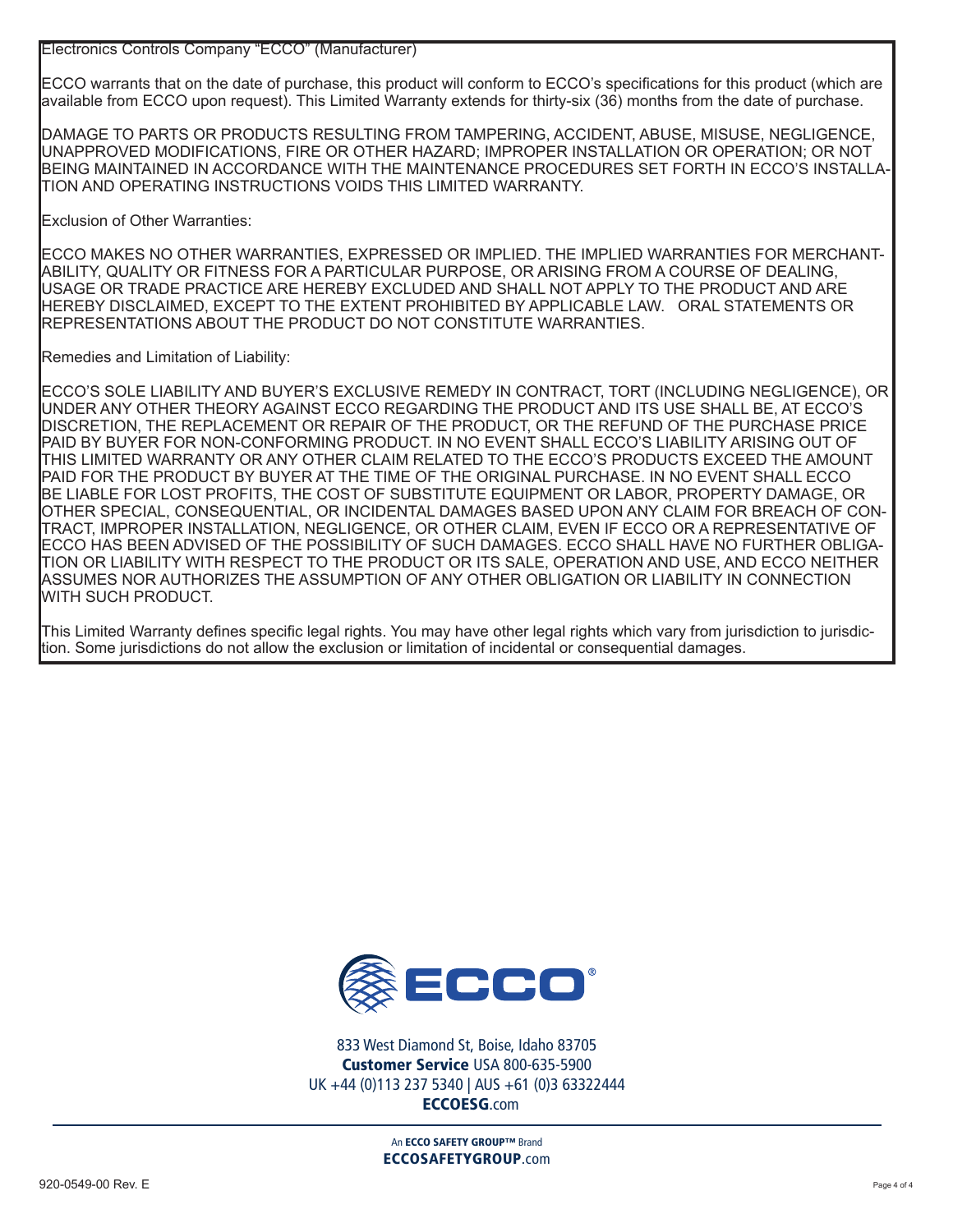Electronics Controls Company "ECCO" (Manufacturer)

ECCO warrants that on the date of purchase, this product will conform to ECCO's specifications for this product (which are available from ECCO upon request). This Limited Warranty extends for thirty-six (36) months from the date of purchase.

DAMAGE TO PARTS OR PRODUCTS RESULTING FROM TAMPERING, ACCIDENT, ABUSE, MISUSE, NEGLIGENCE, UNAPPROVED MODIFICATIONS, FIRE OR OTHER HAZARD; IMPROPER INSTALLATION OR OPERATION; OR NOT BEING MAINTAINED IN ACCORDANCE WITH THE MAINTENANCE PROCEDURES SET FORTH IN ECCO'S INSTALLATION AND OPERATING INSTRUCTIONS VOIDS THIS LIMITED WARRANTY.

Exclusion of Other Warranties:

ECCO MAKES NO OTHER WARRANTIES, EXPRESSED OR IMPLIED. THE IMPLIED WARRANTIES FOR MERCHANTABILITY, QUALITY OR FITNESS FOR A PARTICULAR PURPOSE, OR ARISING FROM A COURSE OF DEALING, USAGE OR TRADE PRACTICE ARE HEREBY EXCLUDED AND SHALL NOT APPLY TO THE PRODUCT AND ARE HEREBY DISCLAIMED, EXCEPT TO THE EXTENT PROHIBITED BY APPLICABLE LAW. ORAL STATEMENTS OR REPRESENTATIONS ABOUT THE PRODUCT DO NOT CONSTITUTE WARRANTIES.

Remedies and Limitation of Liability:

ECCO'S SOLE LIABILITY AND BUYER'S EXCLUSIVE REMEDY IN CONTRACT, TORT (INCLUDING NEGLIGENCE), OR UNDER ANY OTHER THEORY AGAINST ECCO REGARDING THE PRODUCT AND ITS USE SHALL BE, AT ECCO'S DISCRETION, THE REPLACEMENT OR REPAIR OF THE PRODUCT, OR THE REFUND OF THE PURCHASE PRICE PAID BY BUYER FOR NON-CONFORMING PRODUCT. IN NO EVENT SHALL ECCO'S LIABILITY ARISING OUT OF THIS LIMITED WARRANTY OR ANY OTHER CLAIM RELATED TO THE ECCO'S PRODUCTS EXCEED THE AMOUNT PAID FOR THE PRODUCT BY BUYER AT THE TIME OF THE ORIGINAL PURCHASE. IN NO EVENT SHALL ECCO BE LIABLE FOR LOST PROFITS, THE COST OF SUBSTITUTE EQUIPMENT OR LABOR, PROPERTY DAMAGE, OR OTHER SPECIAL, CONSEQUENTIAL, OR INCIDENTAL DAMAGES BASED UPON ANY CLAIM FOR BREACH OF CONTRACT, IMPROPER INSTALLATION, NEGLIGENCE, OR OTHER CLAIM, EVEN IF ECCO OR A REPRESENTATIVE OF ECCO HAS BEEN ADVISED OF THE POSSIBILITY OF SUCH DAMAGES. ECCO SHALL HAVE NO FURTHER OBLIGATION OR LIABILITY WITH RESPECT TO THE PRODUCT OR ITS SALE, OPERATION AND USE, AND ECCO NEITHER ASSUMES NOR AUTHORIZES THE ASSUMPTION OF ANY OTHER OBLIGATION OR LIABILITY IN CONNECTION WITH SUCH PRODUCT.

This Limited Warranty defines specific legal rights. You may have other legal rights which vary from jurisdiction to jurisdiction. Some jurisdictions do not allow the exclusion or limitation of incidental or consequential damages.

ECCO®

833 West Diamond St, Boise, Idaho 83705
**Customer Service** USA 800-635-5900
UK +44 (0)113 237 5340 | AUS +61 (0)3 63322444
**ECCOESG**.com

An **ECCO SAFETY GROUP™** Brand
**ECCOSAFETYGROUP**.com

920-0549-00 Rev. E